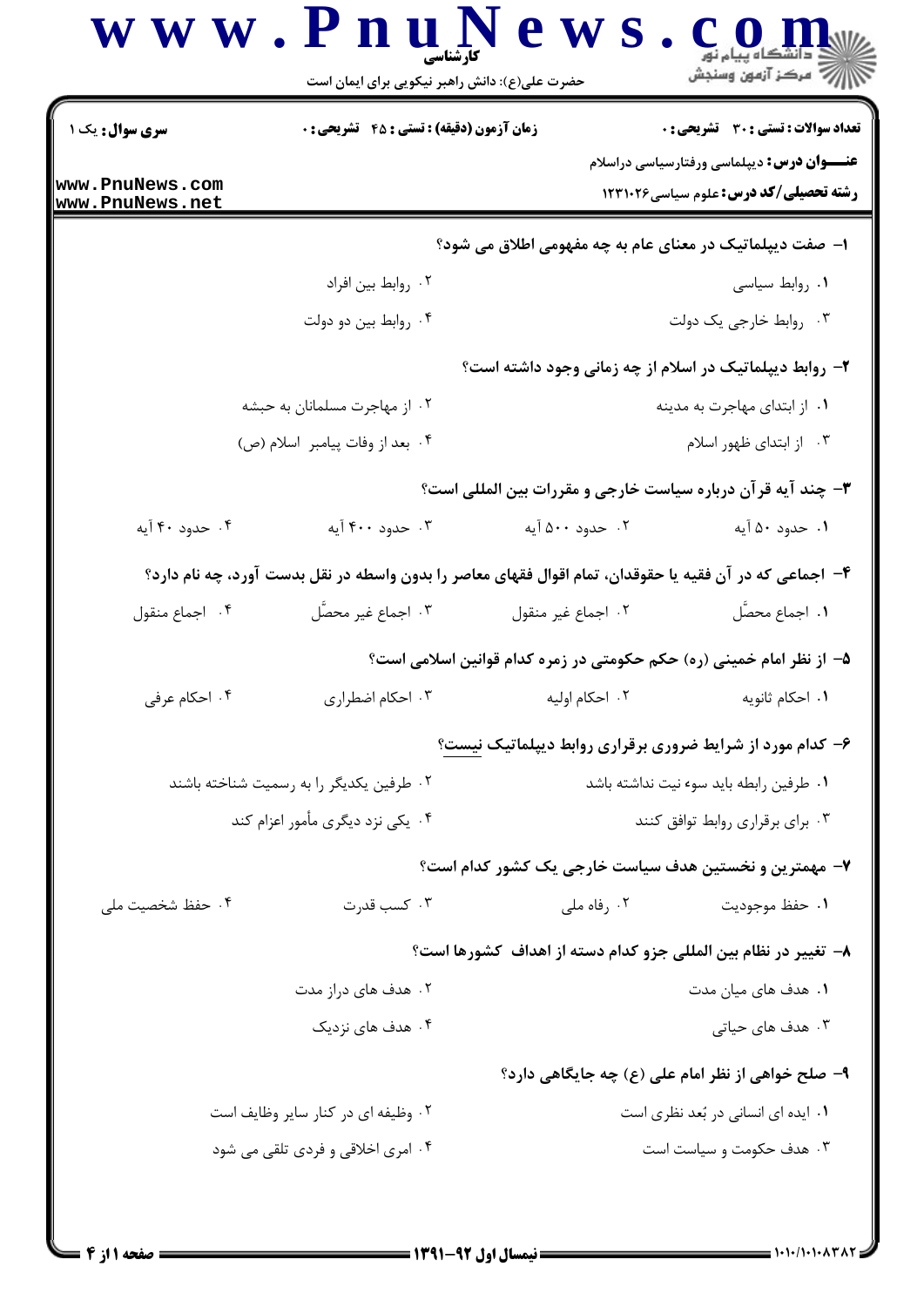**سری سوال:** یک ۱

**زمان آزمون (دقیقه) : تستی : ۴۵ تشریحی : ۰**

**تعداد سوالات : تستی : ۳۰ تشریحی : ۰**

**عنـــوان درس:** دیپلماسی ورفتارسیاسی دراسلام

**رشته تحصیلی/کد درس:** علوم سیاسی ۱۲۳۱۰۲۶

۱- صفت دیپلماتیک در معنای عام به چه مفهومی اطلاق می شود؟

۱. روابط سیاسی
۲. روابط بین افراد
۳. روابط خارجی یک دولت
۴. روابط بین دو دولت

۲- روابط دیپلماتیک در اسلام از چه زمانی وجود داشته است؟

۱. از ابتدای مهاجرت به مدینه
۲. از مهاجرت مسلمانان به حبشه
۳. از ابتدای ظهور اسلام
۴. بعد از وفات پیامبر اسلام (ص)

۳- چند آیه قرآن درباره سیاست خارجی و مقررات بین المللی است؟

۱. حدود ۵۰ آیه
۲. حدود ۵۰۰ آیه
۳. حدود ۴۰۰ آیه
۴. حدود ۴۰ آیه

۴- اجماعی که در آن فقیه یا حقوقدان، تمام اقوال فقهای معاصر را بدون واسطه در نقل بدست آورد، چه نام دارد؟

۱. اجماع محصَّل
۲. اجماع غیر منقول
۳. اجماع غیر محصَّل
۴. اجماع منقول

۵- از نظر امام خمینی (ره) حکم حکومتی در زمره کدام قوانین اسلامی است؟

۱. احکام ثانویه
۲. احکام اولیه
۳. احکام اضطراری
۴. احکام عرفی

۶- کدام مورد از شرایط ضروری برقراری روابط دیپلماتیک نیست؟

۱. طرفین رابطه باید سوء نیت نداشته باشد
۲. طرفین یکدیگر را به رسمیت شناخته باشند
۳. برای برقراری روابط توافق کنند
۴. یکی نزد دیگری مأمور اعزام کند

۷- مهمترین و نخستین هدف سیاست خارجی یک کشور کدام است؟

۱. حفظ موجودیت
۲. رفاه ملی
۳. کسب قدرت
۴. حفظ شخصیت ملی

۸- تغییر در نظام بین المللی جزو کدام دسته از اهداف کشورها است؟

۱. هدف های میان مدت
۲. هدف های دراز مدت
۳. هدف های حیاتی
۴. هدف های نزدیک

۹- صلح خواهی از نظر امام علی (ع) چه جایگاهی دارد؟

۱. ایده ای انسانی در بُعد نظری است
۲. وظیفه ای در کنار سایر وظایف است
۳. هدف حکومت و سیاست است
۴. امری اخلاقی و فردی تلقی می شود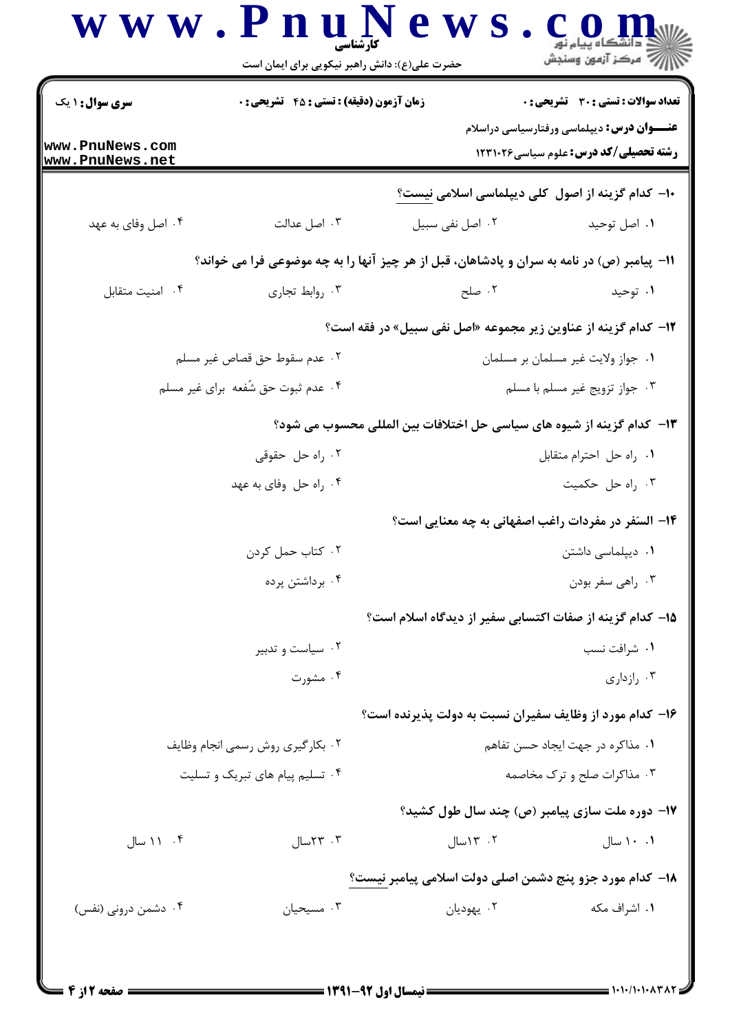سری سوال: ۱ یک | زمان آزمون (دقیقه) : تستی : ۴۵ تشریحی : ۰ | تعداد سوالات : تستی : ۳۰ تشریحی : ۰

**عنـــوان درس:** دیپلماسی ورفتارسیاسی دراسلام

**رشته تحصیلی/کد درس:** علوم سیاسی ۱۲۳۱۰۲۶

۱۰- کدام گزینه از اصول کلی دیپلماسی اسلامی نیست؟

۱. اصل توحید
۲. اصل نفی سبیل
۳. اصل عدالت
۴. اصل وفای به عهد

۱۱- پیامبر (ص) در نامه به سران و پادشاهان، قبل از هر چیز آنها را به چه موضوعی فرا می خواند؟

۱. توحید
۲. صلح
۳. روابط تجاری
۴. امنیت متقابل

۱۲- کدام گزینه از عناوین زیر مجموعه «اصل نفی سبیل» در فقه است؟

۱. جواز ولایت غیر مسلمان بر مسلمان
۲. عدم سقوط حق قصاص غیر مسلم
۳. جواز تزویج غیر مسلم با مسلم
۴. عدم ثبوت حق شُفعه برای غیر مسلم

۱۳- کدام گزینه از شیوه های سیاسی حل اختلافات بین المللی محسوب می شود؟

۱. راه حل احترام متقابل
۲. راه حل حقوقی
۳. راه حل حکمیت
۴. راه حل وفای به عهد

۱۴- السَفر در مفردات راغب اصفهانی به چه معنایی است؟

۱. دیپلماسی داشتن
۲. کتاب حمل کردن
۳. راهی سفر بودن
۴. برداشتن پرده

۱۵- کدام گزینه از صفات اکتسابی سفیر از دیدگاه اسلام است؟

۱. شرافت نسب
۲. سیاست و تدبیر
۳. رازداری
۴. مشورت

۱۶- کدام مورد از وظایف سفیران نسبت به دولت پذیرنده است؟

۱. مذاکره در جهت ایجاد حسن تفاهم
۲. بکارگیری روش رسمی انجام وظایف
۳. مذاکرات صلح و ترک مخاصمه
۴. تسلیم پیام های تبریک و تسلیت

۱۷- دوره ملت سازی پیامبر (ص) چند سال طول کشید؟

۱. ۱۰ سال
۲. ۱۳سال
۳. ۲۳سال
۴. ۱۱ سال

۱۸- کدام مورد جزو پنج دشمن اصلی دولت اسلامی پیامبر نیست؟

۱. اشراف مکه
۲. یهودیان
۳. مسیحیان
۴. دشمن درونی (نفس)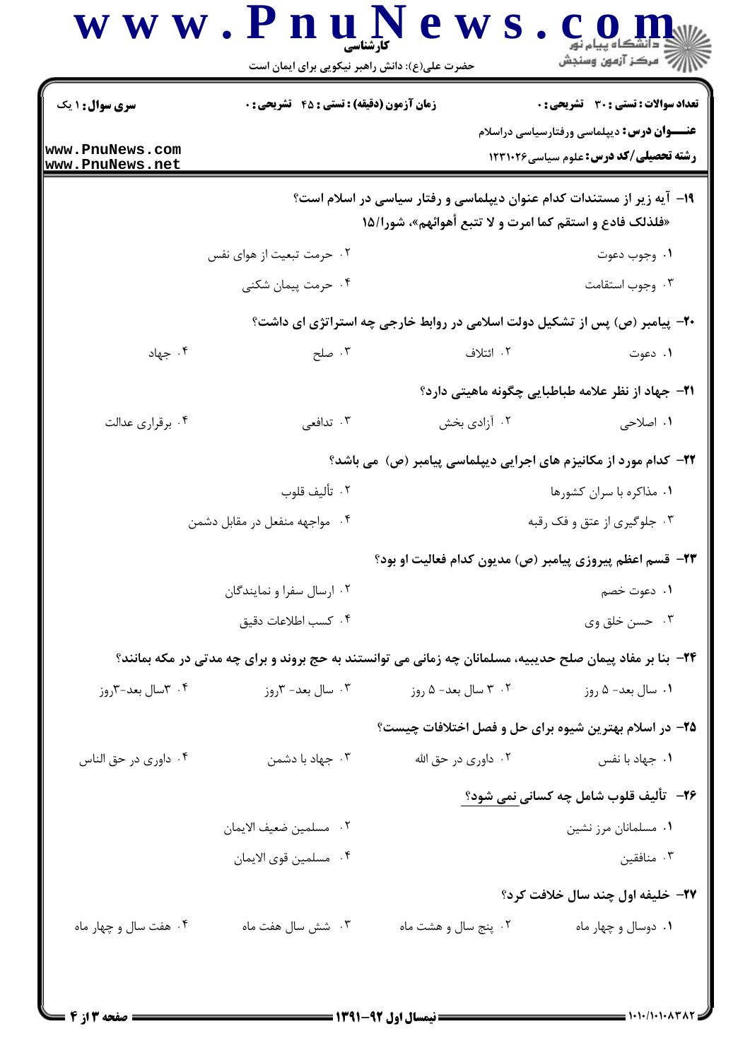**سری سوال:** ۱ یک

**زمان آزمون (دقیقه) : تستی : ۴۵ تشریحی : ۰**

**تعداد سوالات : تستی : ۳۰ تشریحی : ۰**

**عنـــوان درس:** دیپلماسی ورفتارسیاسی دراسلام

**رشته تحصیلی/کد درس:** علوم سیاسی۱۲۳۱۰۲۶

۱۹- آیه زیر از مستندات کدام عنوان دیپلماسی و رفتار سیاسی در اسلام است؟

«فلذلک فادع و استقم کما امرت و لا تتبع أهوائهم»، شورا/۱۵

۱. وجوب دعوت
۲. حرمت تبعیت از هوای نفس
۳. وجوب استقامت
۴. حرمت پیمان شکنی

۲۰- پیامبر (ص) پس از تشکیل دولت اسلامی در روابط خارجی چه استراتژی ای داشت؟

۱. دعوت
۲. ائتلاف
۳. صلح
۴. جهاد

۲۱- جهاد از نظر علامه طباطبایی چگونه ماهیتی دارد؟

۱. اصلاحی
۲. آزادی بخش
۳. تدافعی
۴. برقراری عدالت

۲۲- کدام مورد از مکانیزم های اجرایی دیپلماسی پیامبر (ص) می باشد؟

۱. مذاکره با سران کشورها
۲. تألیف قلوب
۳. جلوگیری از عتق و فک رقبه
۴. مواجهه منفعل در مقابل دشمن

۲۳- قسم اعظم پیروزی پیامبر (ص) مدیون کدام فعالیت او بود؟

۱. دعوت خصم
۲. ارسال سفرا و نمایندگان
۳. حسن خلق وی
۴. کسب اطلاعات دقیق

۲۴- بنا بر مفاد پیمان صلح حدیبیه، مسلمانان چه زمانی می توانستند به حج بروند و برای چه مدتی در مکه بمانند؟

۱. سال بعد- ۵ روز
۲. ۳ سال بعد- ۵ روز
۳. سال بعد- ۳روز
۴. ۳سال بعد-۳روز

۲۵- در اسلام بهترین شیوه برای حل و فصل اختلافات چیست؟

۱. جهاد با نفس
۲. داوری در حق الله
۳. جهاد با دشمن
۴. داوری در حق الناس

۲۶- تألیف قلوب شامل چه کسانی نمی شود؟

۱. مسلمانان مرز نشین
۲. مسلمین ضعیف الایمان
۳. منافقین
۴. مسلمین قوی الایمان

۲۷- خلیفه اول چند سال خلافت کرد؟

۱. دوسال و چهار ماه
۲. پنج سال و هشت ماه
۳. شش سال هفت ماه
۴. هفت سال و چهار ماه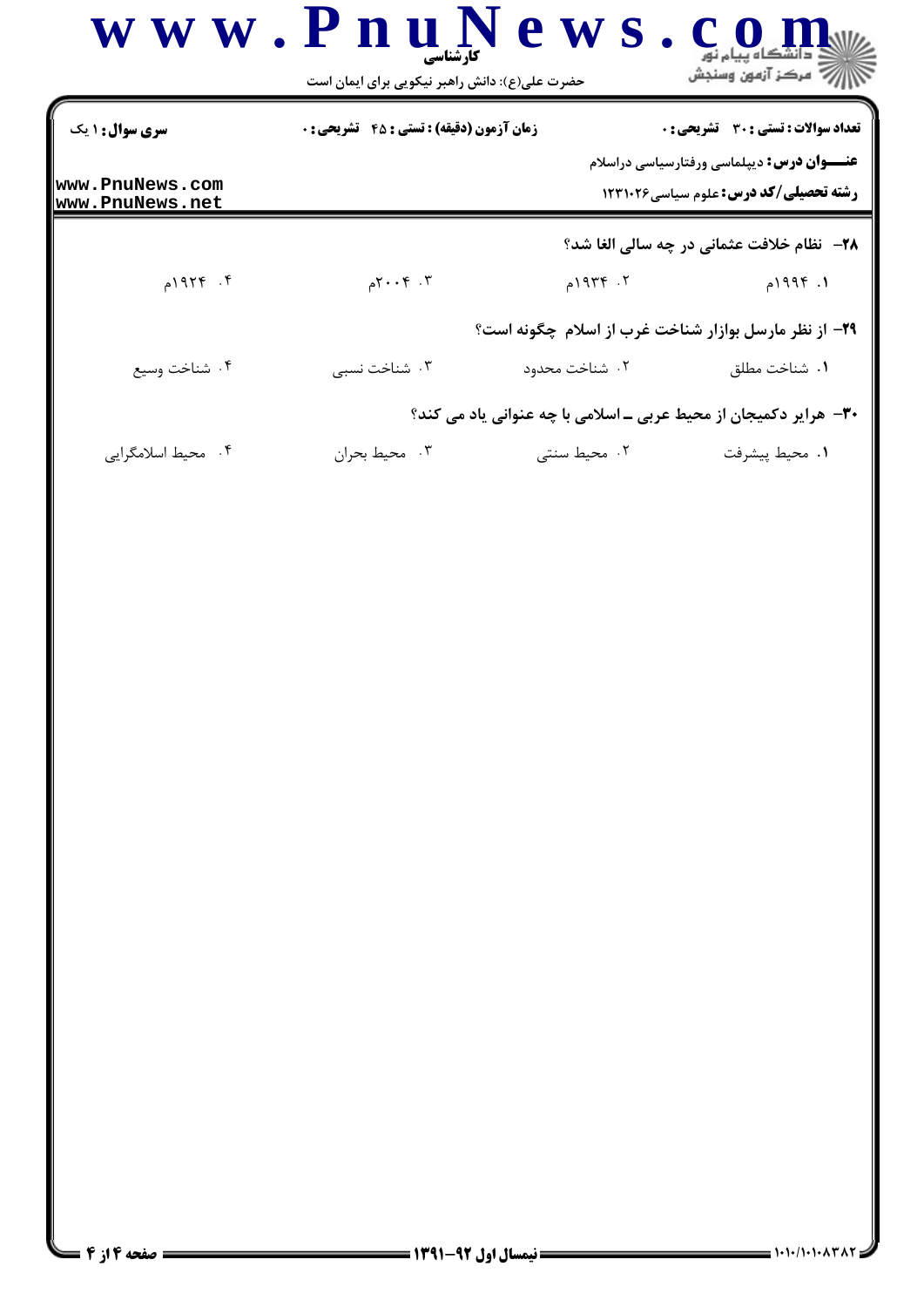**۲۸- نظام خلافت عثمانی در چه سالی الغا شد؟**

۱. ۱۹۹۴م

۲. ۱۹۳۴م

۳. ۲۰۰۴م

۴. ۱۹۲۴م

**۲۹- از نظر مارسل بوازار شناخت غرب از اسلام چگونه است؟**

۱. شناخت مطلق

۲. شناخت محدود

۳. شناخت نسبی

۴. شناخت وسیع

**۳۰- هرایر دکمیجان از محیط عربی ـ اسلامی با چه عنوانی یاد می کند؟**

۱. محیط پیشرفت

۲. محیط سنتی

۳. محیط بحران

۴. محیط اسلامگرایی